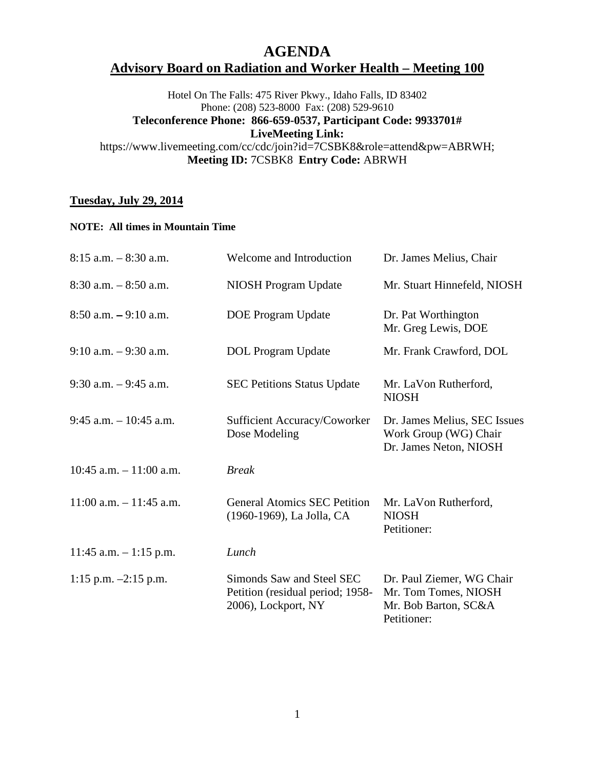# AGENDA

## Advisory Board on Radiation and Worker Health – Meeting 100

Hotel On The Falls: 475 River Pkwy., Idaho Falls, ID 83402
Phone: (208) 523-8000 Fax: (208) 529-9610
**Teleconference Phone: 866-659-0537, Participant Code: 9933701#**
**LiveMeeting Link:**
https://www.livemeeting.com/cc/cdc/join?id=7CSBK8&role=attend&pw=ABRWH;
**Meeting ID:** 7CSBK8 **Entry Code:** ABRWH

**Tuesday, July 29, 2014**

**NOTE: All times in Mountain Time**

| | | |
|---|---|---|
| 8:15 a.m. – 8:30 a.m. | Welcome and Introduction | Dr. James Melius, Chair |
| 8:30 a.m. – 8:50 a.m. | NIOSH Program Update | Mr. Stuart Hinnefeld, NIOSH |
| 8:50 a.m. – 9:10 a.m. | DOE Program Update | Dr. Pat Worthington<br>Mr. Greg Lewis, DOE |
| 9:10 a.m. – 9:30 a.m. | DOL Program Update | Mr. Frank Crawford, DOL |
| 9:30 a.m. – 9:45 a.m. | SEC Petitions Status Update | Mr. LaVon Rutherford, NIOSH |
| 9:45 a.m. – 10:45 a.m. | Sufficient Accuracy/Coworker Dose Modeling | Dr. James Melius, SEC Issues Work Group (WG) Chair<br>Dr. James Neton, NIOSH |
| 10:45 a.m. – 11:00 a.m. | *Break* | |
| 11:00 a.m. – 11:45 a.m. | General Atomics SEC Petition (1960-1969), La Jolla, CA | Mr. LaVon Rutherford, NIOSH<br>Petitioner: |
| 11:45 a.m. – 1:15 p.m. | *Lunch* | |
| 1:15 p.m. –2:15 p.m. | Simonds Saw and Steel SEC Petition (residual period; 1958-2006), Lockport, NY | Dr. Paul Ziemer, WG Chair<br>Mr. Tom Tomes, NIOSH<br>Mr. Bob Barton, SC&A<br>Petitioner: |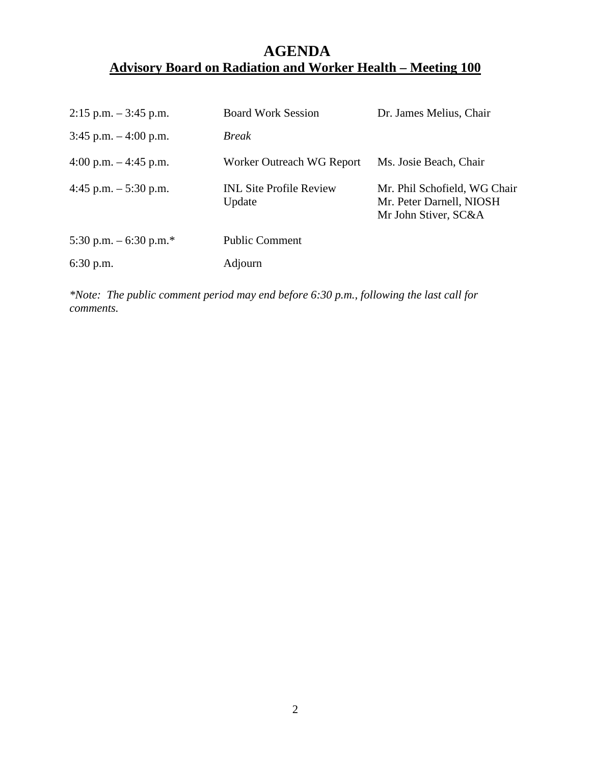# AGENDA

## Advisory Board on Radiation and Worker Health – Meeting 100

| | | |
|---|---|---|
| 2:15 p.m. – 3:45 p.m. | Board Work Session | Dr. James Melius, Chair |
| 3:45 p.m. – 4:00 p.m. | *Break* | |
| 4:00 p.m. – 4:45 p.m. | Worker Outreach WG Report | Ms. Josie Beach, Chair |
| 4:45 p.m. – 5:30 p.m. | INL Site Profile Review Update | Mr. Phil Schofield, WG Chair<br>Mr. Peter Darnell, NIOSH<br>Mr John Stiver, SC&A |
| 5:30 p.m. – 6:30 p.m.* | Public Comment | |
| 6:30 p.m. | Adjourn | |

*\*Note: The public comment period may end before 6:30 p.m., following the last call for comments.*